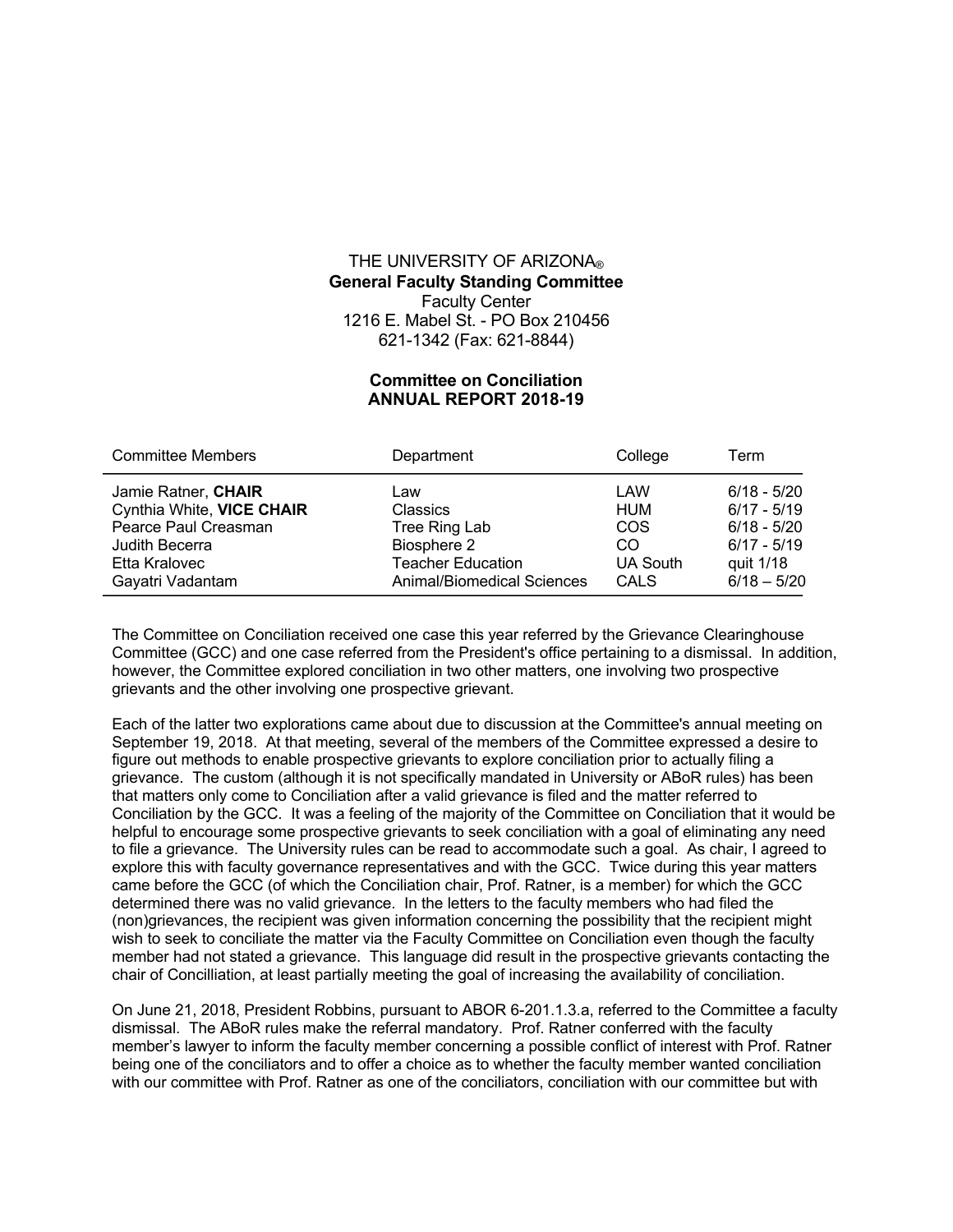THE UNIVERSITY OF ARIZONA®
**General Faculty Standing Committee**
Faculty Center
1216 E. Mabel St. - PO Box 210456
621-1342 (Fax: 621-8844)

**Committee on Conciliation**
**ANNUAL REPORT 2018-19**

| Committee Members | Department | College | Term |
|---|---|---|---|
| Jamie Ratner, **CHAIR** | Law | LAW | 6/18 - 5/20 |
| Cynthia White, **VICE CHAIR** | Classics | HUM | 6/17 - 5/19 |
| Pearce Paul Creasman | Tree Ring Lab | COS | 6/18 - 5/20 |
| Judith Becerra | Biosphere 2 | CO | 6/17 - 5/19 |
| Etta Kralovec | Teacher Education | UA South | quit 1/18 |
| Gayatri Vadantam | Animal/Biomedical Sciences | CALS | 6/18 – 5/20 |

The Committee on Conciliation received one case this year referred by the Grievance Clearinghouse Committee (GCC) and one case referred from the President's office pertaining to a dismissal. In addition, however, the Committee explored conciliation in two other matters, one involving two prospective grievants and the other involving one prospective grievant.

Each of the latter two explorations came about due to discussion at the Committee's annual meeting on September 19, 2018. At that meeting, several of the members of the Committee expressed a desire to figure out methods to enable prospective grievants to explore conciliation prior to actually filing a grievance. The custom (although it is not specifically mandated in University or ABoR rules) has been that matters only come to Conciliation after a valid grievance is filed and the matter referred to Conciliation by the GCC. It was a feeling of the majority of the Committee on Conciliation that it would be helpful to encourage some prospective grievants to seek conciliation with a goal of eliminating any need to file a grievance. The University rules can be read to accommodate such a goal. As chair, I agreed to explore this with faculty governance representatives and with the GCC. Twice during this year matters came before the GCC (of which the Conciliation chair, Prof. Ratner, is a member) for which the GCC determined there was no valid grievance. In the letters to the faculty members who had filed the (non)grievances, the recipient was given information concerning the possibility that the recipient might wish to seek to conciliate the matter via the Faculty Committee on Conciliation even though the faculty member had not stated a grievance. This language did result in the prospective grievants contacting the chair of Concilliation, at least partially meeting the goal of increasing the availability of conciliation.

On June 21, 2018, President Robbins, pursuant to ABOR 6-201.1.3.a, referred to the Committee a faculty dismissal. The ABoR rules make the referral mandatory. Prof. Ratner conferred with the faculty member's lawyer to inform the faculty member concerning a possible conflict of interest with Prof. Ratner being one of the conciliators and to offer a choice as to whether the faculty member wanted conciliation with our committee with Prof. Ratner as one of the conciliators, conciliation with our committee but with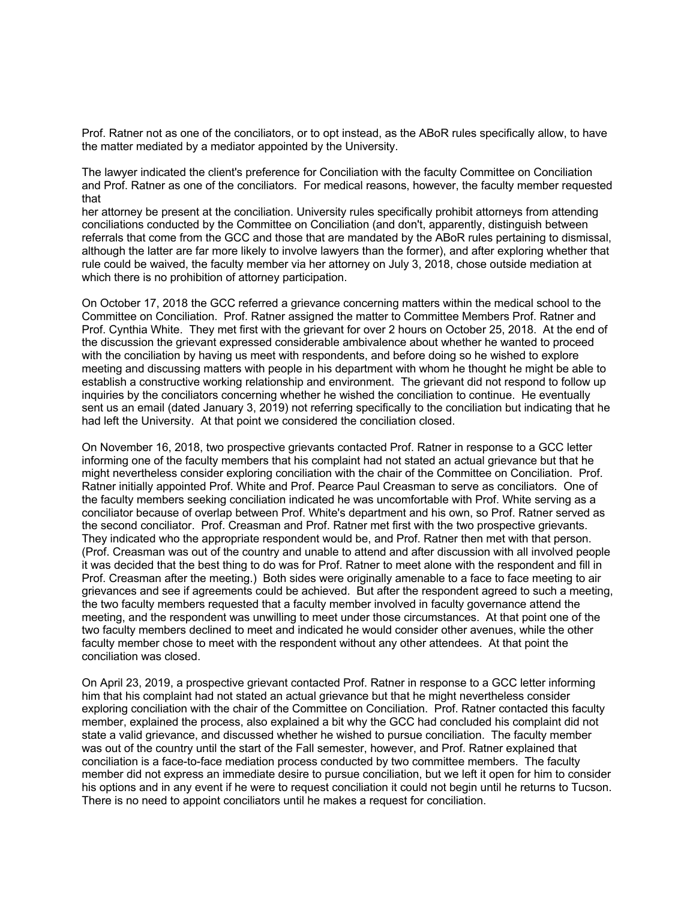Prof. Ratner not as one of the conciliators, or to opt instead, as the ABoR rules specifically allow, to have the matter mediated by a mediator appointed by the University.

The lawyer indicated the client's preference for Conciliation with the faculty Committee on Conciliation and Prof. Ratner as one of the conciliators. For medical reasons, however, the faculty member requested that her attorney be present at the conciliation. University rules specifically prohibit attorneys from attending conciliations conducted by the Committee on Conciliation (and don't, apparently, distinguish between referrals that come from the GCC and those that are mandated by the ABoR rules pertaining to dismissal, although the latter are far more likely to involve lawyers than the former), and after exploring whether that rule could be waived, the faculty member via her attorney on July 3, 2018, chose outside mediation at which there is no prohibition of attorney participation.

On October 17, 2018 the GCC referred a grievance concerning matters within the medical school to the Committee on Conciliation. Prof. Ratner assigned the matter to Committee Members Prof. Ratner and Prof. Cynthia White. They met first with the grievant for over 2 hours on October 25, 2018. At the end of the discussion the grievant expressed considerable ambivalence about whether he wanted to proceed with the conciliation by having us meet with respondents, and before doing so he wished to explore meeting and discussing matters with people in his department with whom he thought he might be able to establish a constructive working relationship and environment. The grievant did not respond to follow up inquiries by the conciliators concerning whether he wished the conciliation to continue. He eventually sent us an email (dated January 3, 2019) not referring specifically to the conciliation but indicating that he had left the University. At that point we considered the conciliation closed.

On November 16, 2018, two prospective grievants contacted Prof. Ratner in response to a GCC letter informing one of the faculty members that his complaint had not stated an actual grievance but that he might nevertheless consider exploring conciliation with the chair of the Committee on Conciliation. Prof. Ratner initially appointed Prof. White and Prof. Pearce Paul Creasman to serve as conciliators. One of the faculty members seeking conciliation indicated he was uncomfortable with Prof. White serving as a conciliator because of overlap between Prof. White's department and his own, so Prof. Ratner served as the second conciliator. Prof. Creasman and Prof. Ratner met first with the two prospective grievants. They indicated who the appropriate respondent would be, and Prof. Ratner then met with that person. (Prof. Creasman was out of the country and unable to attend and after discussion with all involved people it was decided that the best thing to do was for Prof. Ratner to meet alone with the respondent and fill in Prof. Creasman after the meeting.) Both sides were originally amenable to a face to face meeting to air grievances and see if agreements could be achieved. But after the respondent agreed to such a meeting, the two faculty members requested that a faculty member involved in faculty governance attend the meeting, and the respondent was unwilling to meet under those circumstances. At that point one of the two faculty members declined to meet and indicated he would consider other avenues, while the other faculty member chose to meet with the respondent without any other attendees. At that point the conciliation was closed.

On April 23, 2019, a prospective grievant contacted Prof. Ratner in response to a GCC letter informing him that his complaint had not stated an actual grievance but that he might nevertheless consider exploring conciliation with the chair of the Committee on Conciliation. Prof. Ratner contacted this faculty member, explained the process, also explained a bit why the GCC had concluded his complaint did not state a valid grievance, and discussed whether he wished to pursue conciliation. The faculty member was out of the country until the start of the Fall semester, however, and Prof. Ratner explained that conciliation is a face-to-face mediation process conducted by two committee members. The faculty member did not express an immediate desire to pursue conciliation, but we left it open for him to consider his options and in any event if he were to request conciliation it could not begin until he returns to Tucson. There is no need to appoint conciliators until he makes a request for conciliation.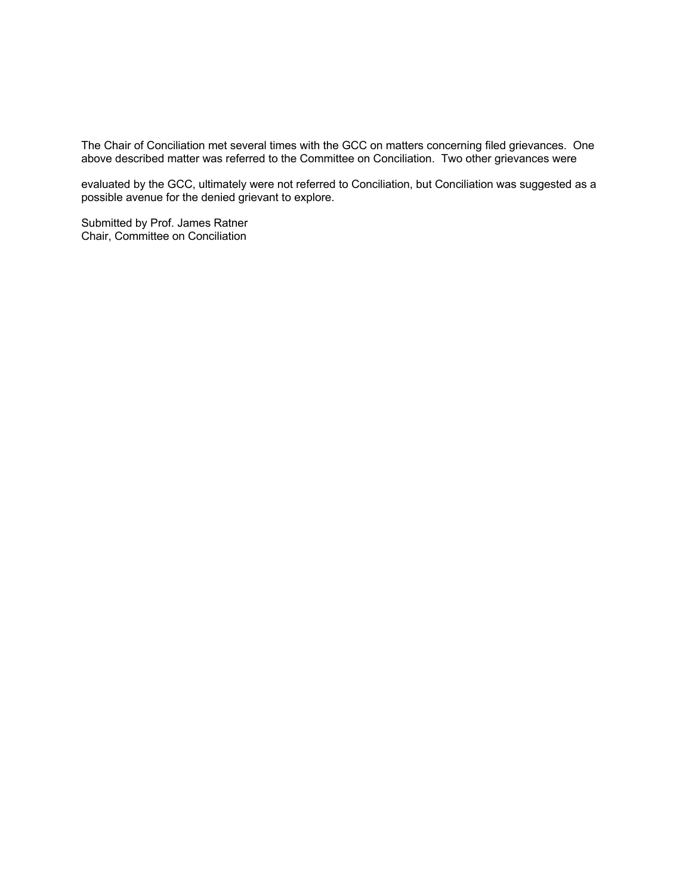The Chair of Conciliation met several times with the GCC on matters concerning filed grievances. One above described matter was referred to the Committee on Conciliation. Two other grievances were evaluated by the GCC, ultimately were not referred to Conciliation, but Conciliation was suggested as a possible avenue for the denied grievant to explore.

Submitted by Prof. James Ratner  
Chair, Committee on Conciliation